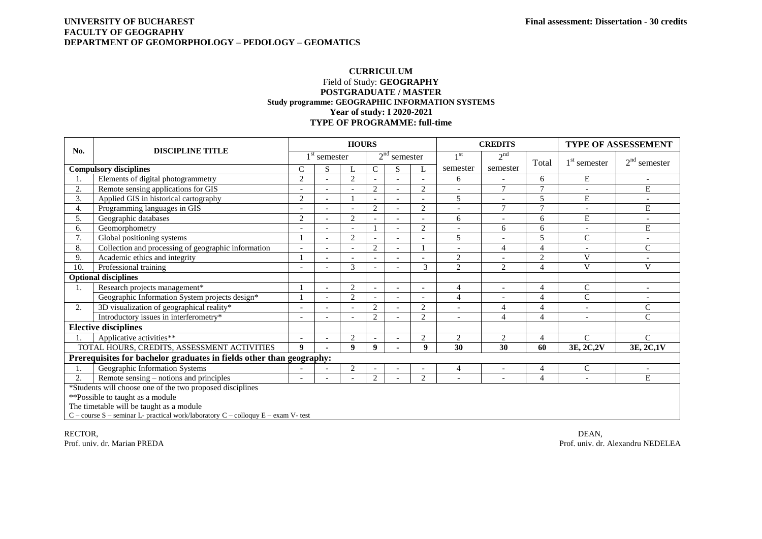**UNIVERSITY OF BUCHAREST**
**FACULTY OF GEOGRAPHY**
**DEPARTMENT OF GEOMORPHOLOGY – PEDOLOGY – GEOMATICS**

**Final assessment: Dissertation - 30 credits**

**CURRICULUM**
Field of Study: **GEOGRAPHY**
**POSTGRADUATE / MASTER**
**Study programme: GEOGRAPHIC INFORMATION SYSTEMS**
**Year of study: I 2020-2021**
**TYPE OF PROGRAMME: full-time**

| No. | DISCIPLINE TITLE | HOURS | | | | | | CREDITS | | | TYPE OF ASSESSEMENT | |
|---|---|---|---|---|---|---|---|---|---|---|---|---|
| | | 1st semester | | | 2nd semester | | | 1st semester | 2nd semester | Total | 1st semester | 2nd semester |
| **Compulsory disciplines** | | C | S | L | C | S | L | | | | | |
| 1. | Elements of digital photogrammetry | 2 | - | 2 | - | - | - | 6 | - | 6 | E | - |
| 2. | Remote sensing applications for GIS | - | - | - | 2 | - | 2 | - | 7 | 7 | - | E |
| 3. | Applied GIS in historical cartography | 2 | - | 1 | - | - | - | 5 | - | 5 | E | - |
| 4. | Programming languages in GIS | - | - | - | 2 | - | 2 | - | 7 | 7 | - | E |
| 5. | Geographic databases | 2 | - | 2 | - | - | - | 6 | - | 6 | E | - |
| 6. | Geomorphometry | - | - | - | 1 | - | 2 | - | 6 | 6 | - | E |
| 7. | Global positioning systems | 1 | - | 2 | - | - | - | 5 | - | 5 | C | - |
| 8. | Collection and processing of geographic information | - | - | - | 2 | - | 1 | - | 4 | 4 | - | C |
| 9. | Academic ethics and integrity | 1 | - | - | - | - | - | 2 | - | 2 | V | - |
| 10. | Professional training | - | - | 3 | - | - | 3 | 2 | 2 | 4 | V | V |
| **Optional disciplines** | | | | | | | | | | | | |
| 1. | Research projects management* | 1 | - | 2 | - | - | - | 4 | - | 4 | C | - |
| | Geographic Information System projects design* | 1 | - | 2 | - | - | - | 4 | - | 4 | C | - |
| 2. | 3D visualization of geographical reality* | - | - | - | 2 | - | 2 | - | 4 | 4 | - | C |
| | Introductory issues in interferometry* | - | - | - | 2 | - | 2 | - | 4 | 4 | - | C |
| **Elective disciplines** | | | | | | | | | | | | |
| 1. | Applicative activities** | - | - | 2 | - | - | 2 | 2 | 2 | 4 | C | C |
| TOTAL HOURS, CREDITS, ASSESSMENT ACTIVITIES | | **9** | **-** | **9** | **9** | **-** | **9** | **30** | **30** | **60** | **3E, 2C,2V** | **3E, 2C,1V** |
| **Prerequisites for bachelor graduates in fields other than geography:** | | | | | | | | | | | | |
| 1. | Geographic Information Systems | - | - | 2 | - | - | - | 4 | - | 4 | C | - |
| 2. | Remote sensing – notions and principles | - | - | - | 2 | - | 2 | - | - | 4 | - | E |

*Students will choose one of the two proposed disciplines
**Possible to taught as a module
The timetable will be taught as a module
C – course S – seminar L- practical work/laboratory C – colloquy E – exam V- test

RECTOR,
Prof. univ. dr. Marian PREDA

DEAN,
Prof. univ. dr. Alexandru NEDELEA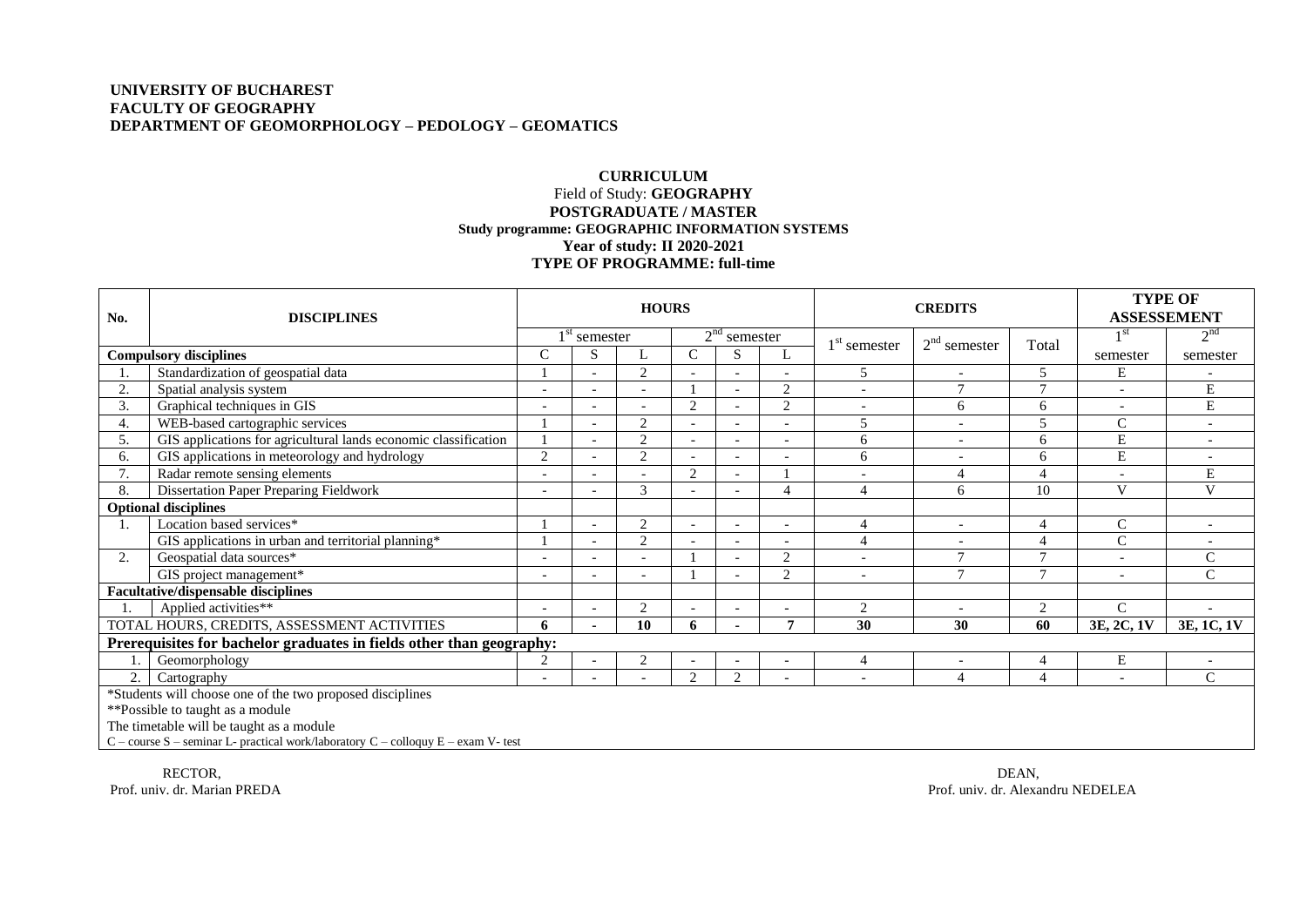**UNIVERSITY OF BUCHAREST**
**FACULTY OF GEOGRAPHY**
**DEPARTMENT OF GEOMORPHOLOGY – PEDOLOGY – GEOMATICS**

**CURRICULUM**
Field of Study: **GEOGRAPHY**
**POSTGRADUATE / MASTER**
**Study programme: GEOGRAPHIC INFORMATION SYSTEMS**
**Year of study: II 2020-2021**
**TYPE OF PROGRAMME: full-time**

| No. | DISCIPLINES | HOURS | | | | | | CREDITS | | | TYPE OF ASSESSEMENT | |
|---|---|---|---|---|---|---|---|---|---|---|---|---|
| | | 1st semester | | | 2nd semester | | | 1st semester | 2nd semester | Total | 1st semester | 2nd semester |
| **Compulsory disciplines** | | C | S | L | C | S | L | | | | | |
| 1. | Standardization of geospatial data | 1 | - | 2 | - | - | - | 5 | - | 5 | E | - |
| 2. | Spatial analysis system | - | - | - | 1 | - | 2 | - | 7 | 7 | - | E |
| 3. | Graphical techniques in GIS | - | - | - | 2 | - | 2 | - | 6 | 6 | - | E |
| 4. | WEB-based cartographic services | 1 | - | 2 | - | - | - | 5 | - | 5 | C | - |
| 5. | GIS applications for agricultural lands economic classification | 1 | - | 2 | - | - | - | 6 | - | 6 | E | - |
| 6. | GIS applications in meteorology and hydrology | 2 | - | 2 | - | - | - | 6 | - | 6 | E | - |
| 7. | Radar remote sensing elements | - | - | - | 2 | - | 1 | - | 4 | 4 | - | E |
| 8. | Dissertation Paper Preparing Fieldwork | - | - | 3 | - | - | 4 | 4 | 6 | 10 | V | V |
| **Optional disciplines** | | | | | | | | | | | | |
| 1. | Location based services* | 1 | - | 2 | - | - | - | 4 | - | 4 | C | - |
| | GIS applications in urban and territorial planning* | 1 | - | 2 | - | - | - | 4 | - | 4 | C | - |
| 2. | Geospatial data sources* | - | - | - | 1 | - | 2 | - | 7 | 7 | - | C |
| | GIS project management* | - | - | - | 1 | - | 2 | - | 7 | 7 | - | C |
| **Facultative/dispensable disciplines** | | | | | | | | | | | | |
| 1. | Applied activities** | - | - | 2 | - | - | - | 2 | - | 2 | C | - |
| TOTAL HOURS, CREDITS, ASSESSMENT ACTIVITIES | | **6** | **-** | **10** | **6** | **-** | **7** | **30** | **30** | **60** | **3E, 2C, 1V** | **3E, 1C, 1V** |
| **Prerequisites for bachelor graduates in fields other than geography:** | | | | | | | | | | | | |
| 1. | Geomorphology | 2 | - | 2 | - | - | - | 4 | - | 4 | E | - |
| 2. | Cartography | - | - | - | 2 | 2 | - | - | 4 | 4 | - | C |

*Students will choose one of the two proposed disciplines
**Possible to taught as a module
The timetable will be taught as a module
C – course S – seminar L- practical work/laboratory C – colloquy E – exam V- test

RECTOR,
Prof. univ. dr. Marian PREDA

DEAN,
Prof. univ. dr. Alexandru NEDELEA